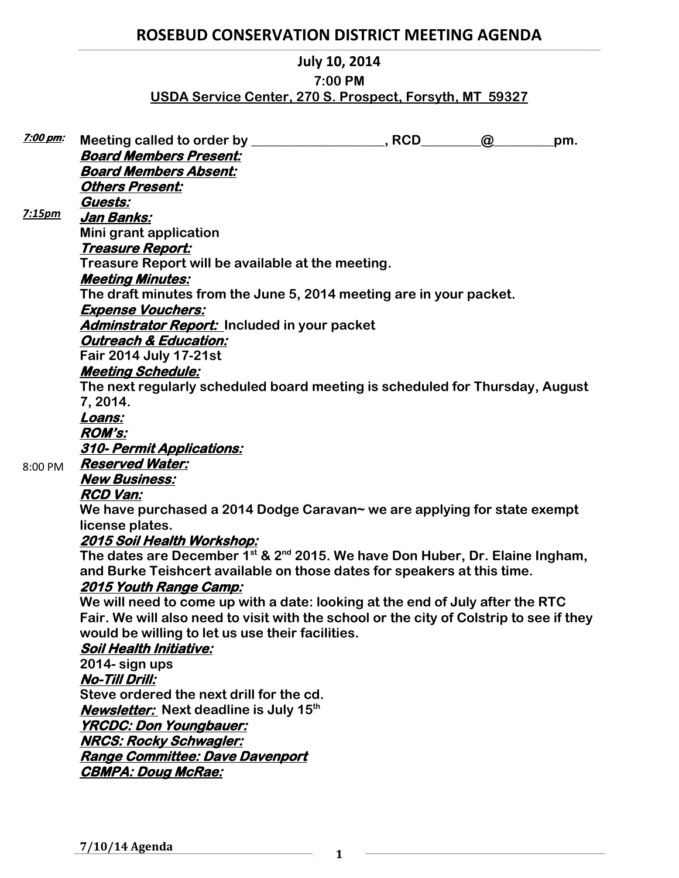# ROSEBUD CONSERVATION DISTRICT MEETING AGENDA

**July 10, 2014**

**7:00 PM**

**USDA Service Center, 270 S. Prospect, Forsyth, MT 59327**

***7:00 pm:*** **Meeting called to order by \_\_\_\_\_\_\_\_\_\_\_\_\_\_\_\_\_\_\_, RCD\_\_\_\_\_\_\_\_@\_\_\_\_\_\_\_\_pm.**

***Board Members Present:***

***Board Members Absent:***

***Others Present:***

***Guests:***

***7:15pm*** ***Jan Banks:***

**Mini grant application**

***Treasure Report:***

**Treasure Report will be available at the meeting.**

***Meeting Minutes:***

**The draft minutes from the June 5, 2014 meeting are in your packet.**

***Expense Vouchers:***

***Adminstrator Report:*** **Included in your packet**

***Outreach & Education:***

**Fair 2014 July 17-21st**

***Meeting Schedule:***

**The next regularly scheduled board meeting is scheduled for Thursday, August 7, 2014.**

***Loans:***

***ROM's:***

***310- Permit Applications:***

8:00 PM ***Reserved Water:***

***New Business:***

***RCD Van:***

**We have purchased a 2014 Dodge Caravan~ we are applying for state exempt license plates.**

***2015 Soil Health Workshop:***

**The dates are December 1st & 2nd 2015. We have Don Huber, Dr. Elaine Ingham, and Burke Teishcert available on those dates for speakers at this time.**

***2015 Youth Range Camp:***

**We will need to come up with a date: looking at the end of July after the RTC Fair. We will also need to visit with the school or the city of Colstrip to see if they would be willing to let us use their facilities.**

***Soil Health Initiative:***

**2014- sign ups**

***No-Till Drill:***

**Steve ordered the next drill for the cd.**

***Newsletter:*** **Next deadline is July 15th**

***YRCDC: Don Youngbauer:***

***NRCS: Rocky Schwagler:***

***Range Committee: Dave Davenport***

***CBMPA: Doug McRae:***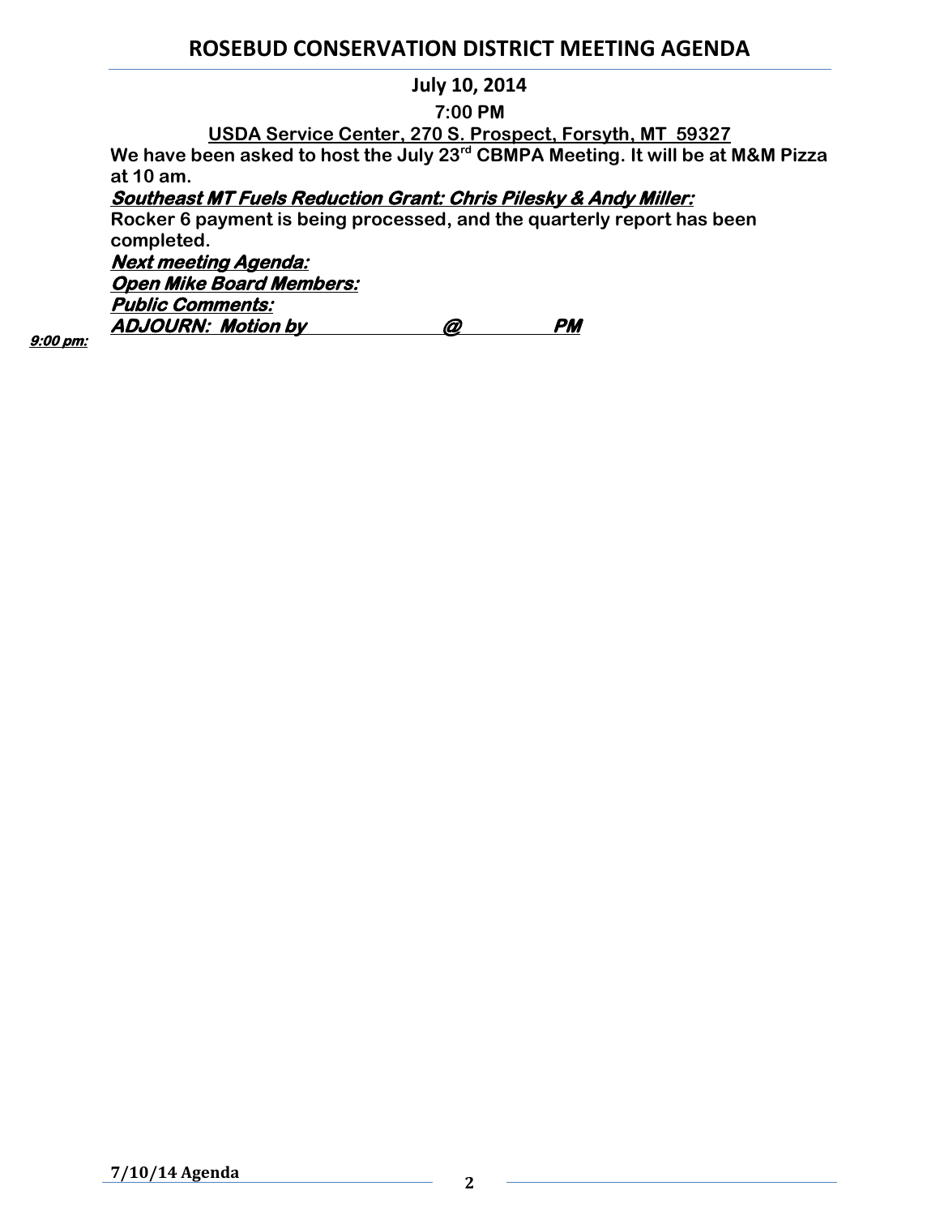# ROSEBUD CONSERVATION DISTRICT MEETING AGENDA

**July 10, 2014**

**7:00 PM**

**USDA Service Center, 270 S. Prospect, Forsyth, MT 59327**

**We have been asked to host the July 23rd CBMPA Meeting. It will be at M&M Pizza at 10 am.**

***Southeast MT Fuels Reduction Grant: Chris Pilesky & Andy Miller:***

**Rocker 6 payment is being processed, and the quarterly report has been completed.**

***Next meeting Agenda:***

***Open Mike Board Members:***

***Public Comments:***

***9:00 pm:*** ***ADJOURN: Motion by \_\_\_\_\_\_\_\_\_\_ @ \_\_\_\_\_\_\_ PM***